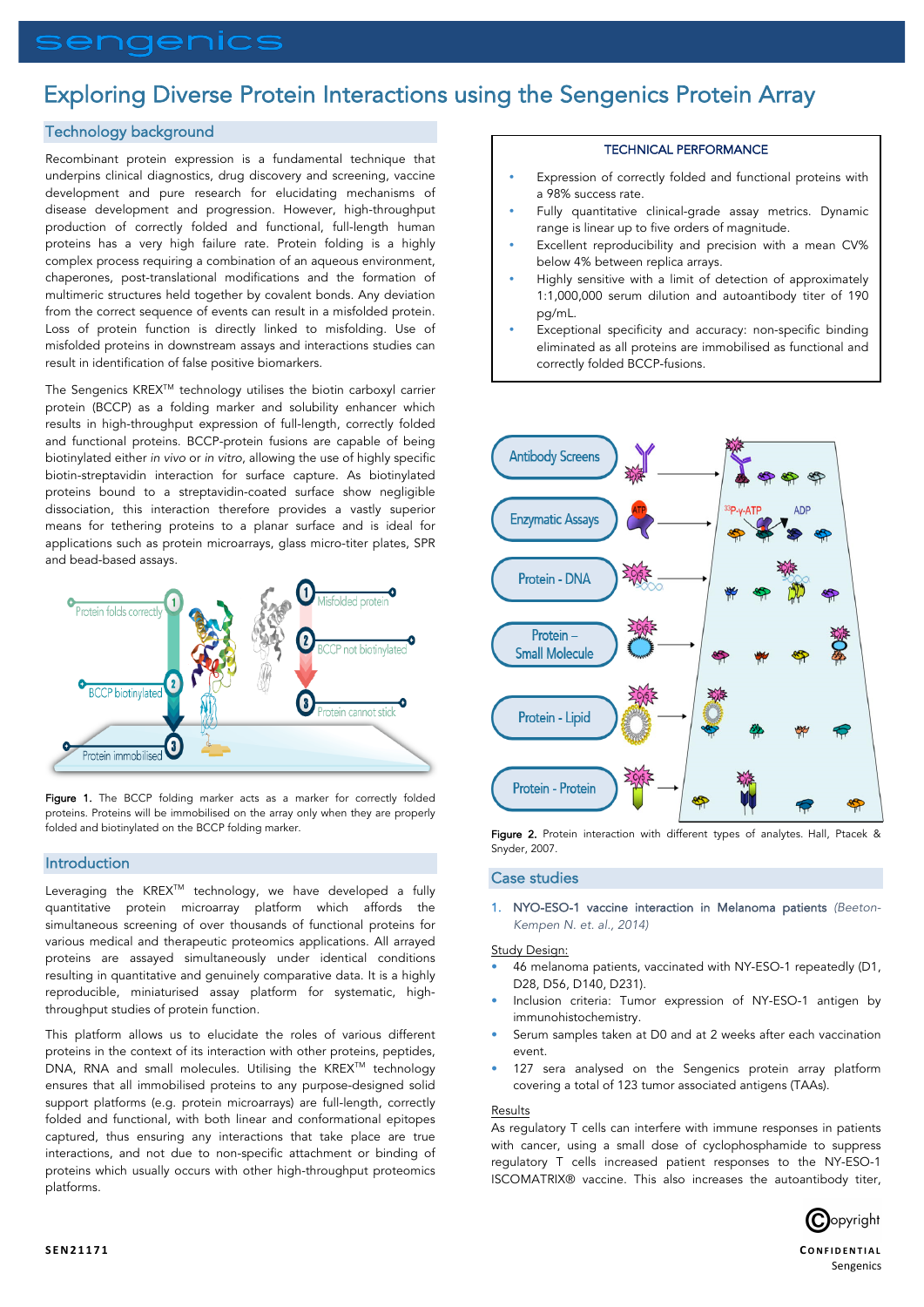# Exploring Diverse Protein Interactions using the Sengenics Protein Array

## Technology background

Recombinant protein expression is a fundamental technique that underpins clinical diagnostics, drug discovery and screening, vaccine development and pure research for elucidating mechanisms of disease development and progression. However, high-throughput production of correctly folded and functional, full-length human proteins has a very high failure rate. Protein folding is a highly complex process requiring a combination of an aqueous environment, chaperones, post-translational modifications and the formation of multimeric structures held together by covalent bonds. Any deviation from the correct sequence of events can result in a misfolded protein. Loss of protein function is directly linked to misfolding. Use of misfolded proteins in downstream assays and interactions studies can result in identification of false positive biomarkers.

The Sengenics KREX™ technology utilises the biotin carboxyl carrier protein (BCCP) as a folding marker and solubility enhancer which results in high-throughput expression of full-length, correctly folded and functional proteins. BCCP-protein fusions are capable of being biotinylated either *in vivo* or *in vitro*, allowing the use of highly specific biotin-streptavidin interaction for surface capture. As biotinylated proteins bound to a streptavidin-coated surface show negligible dissociation, this interaction therefore provides a vastly superior means for tethering proteins to a planar surface and is ideal for applications such as protein microarrays, glass micro-titer plates, SPR and bead-based assays.

Figure 1. The BCCP folding marker acts as a marker for correctly folded proteins. Proteins will be immobilised on the array only when they are properly folded and biotinylated on the BCCP folding marker.

## Introduction

Leveraging the KREX™ technology, we have developed a fully quantitative protein microarray platform which affords the simultaneous screening of over thousands of functional proteins for various medical and therapeutic proteomics applications. All arrayed proteins are assayed simultaneously under identical conditions resulting in quantitative and genuinely comparative data. It is a highly reproducible, miniaturised assay platform for systematic, high-throughput studies of protein function.

This platform allows us to elucidate the roles of various different proteins in the context of its interaction with other proteins, peptides, DNA, RNA and small molecules. Utilising the KREX™ technology ensures that all immobilised proteins to any purpose-designed solid support platforms (e.g. protein microarrays) are full-length, correctly folded and functional, with both linear and conformational epitopes captured, thus ensuring any interactions that take place are true interactions, and not due to non-specific attachment or binding of proteins which usually occurs with other high-throughput proteomics platforms.

### TECHNICAL PERFORMANCE

- Expression of correctly folded and functional proteins with a 98% success rate.
- Fully quantitative clinical-grade assay metrics. Dynamic range is linear up to five orders of magnitude.
- Excellent reproducibility and precision with a mean CV% below 4% between replica arrays.
- Highly sensitive with a limit of detection of approximately 1:1,000,000 serum dilution and autoantibody titer of 190 pg/mL.
- Exceptional specificity and accuracy: non-specific binding eliminated as all proteins are immobilised as functional and correctly folded BCCP-fusions.

Figure 2. Protein interaction with different types of analytes. Hall, Ptacek & Snyder, 2007.

## Case studies

1. NYO-ESO-1 vaccine interaction in Melanoma patients *(Beeton-Kempen N. et. al., 2014)*

Study Design:

- 46 melanoma patients, vaccinated with NY-ESO-1 repeatedly (D1, D28, D56, D140, D231).
- Inclusion criteria: Tumor expression of NY-ESO-1 antigen by immunohistochemistry.
- Serum samples taken at D0 and at 2 weeks after each vaccination event.
- 127 sera analysed on the Sengenics protein array platform covering a total of 123 tumor associated antigens (TAAs).

Results

As regulatory T cells can interfere with immune responses in patients with cancer, using a small dose of cyclophosphamide to suppress regulatory T cells increased patient responses to the NY-ESO-1 ISCOMATRIX® vaccine. This also increases the autoantibody titer,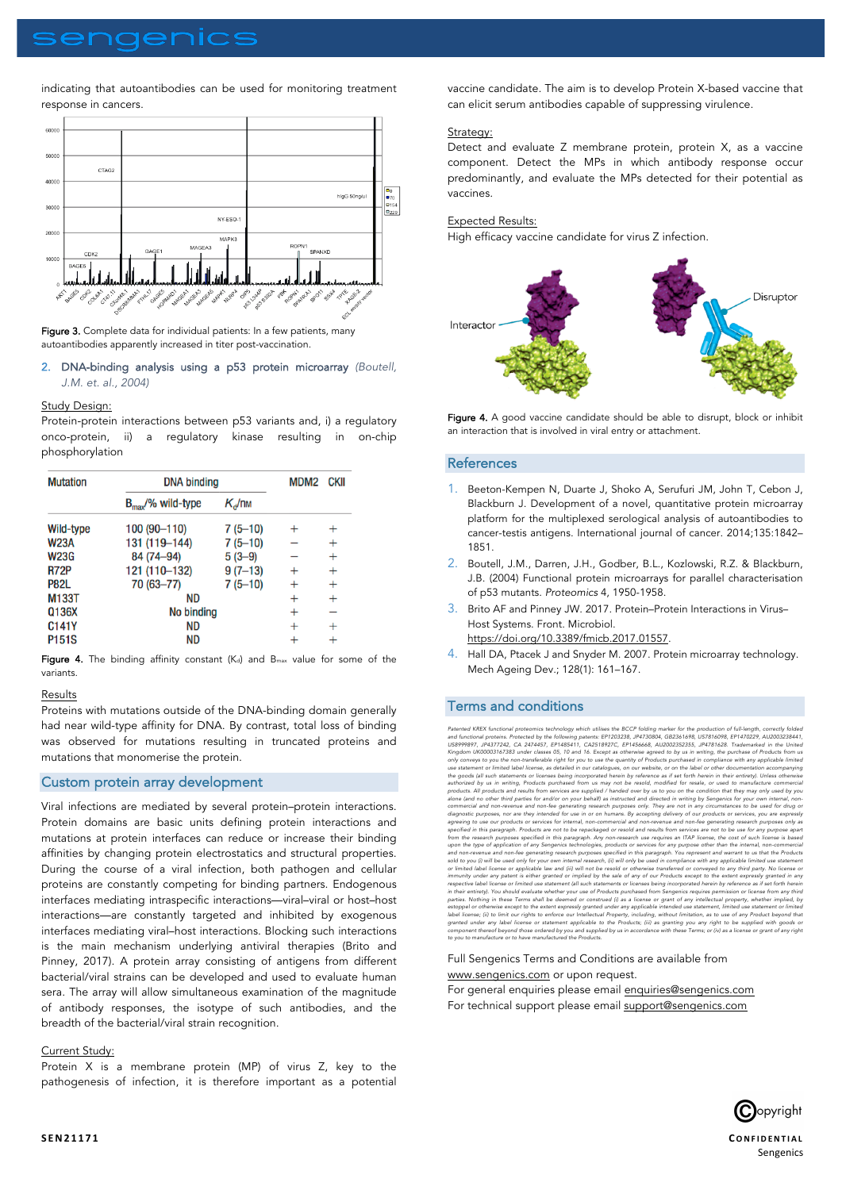indicating that autoantibodies can be used for monitoring treatment response in cancers.

60000
50000
40000
30000
20000
10000
0
CTAG2
NY-ESO-1
MAPK3
MAGEA3
GAGE1
CDK2
BAGES
ROPN1
SPANXD
hIgG 50ng/ul

Figure 3. Complete data for individual patients: In a few patients, many autoantibodies apparently increased in titer post-vaccination.

2. DNA-binding analysis using a p53 protein microarray *(Boutell, J.M. et. al., 2004)*

Study Design:

Protein-protein interactions between p53 variants and, i) a regulatory onco-protein, ii) a regulatory kinase resulting in on-chip phosphorylation

| Mutation | DNA binding | | MDM2 | CKII |
|---|---|---|---|---|
| | $B_{max}$/% wild-type | $K_d$/nM | | |
| Wild-type | 100 (90–110) | 7 (5–10) | + | + |
| W23A | 131 (119–144) | 7 (5–10) | − | + |
| W23G | 84 (74–94) | 5 (3–9) | − | + |
| R72P | 121 (110–132) | 9 (7–13) | + | + |
| P82L | 70 (63–77) | 7 (5–10) | + | + |
| M133T | ND | | + | + |
| Q136X | No binding | | + | − |
| C141Y | ND | | + | + |
| P151S | ND | | + | + |

Figure 4. The binding affinity constant ($K_d$) and $B_{max}$ value for some of the variants.

Results

Proteins with mutations outside of the DNA-binding domain generally had near wild-type affinity for DNA. By contrast, total loss of binding was observed for mutations resulting in truncated proteins and mutations that monomerise the protein.

## Custom protein array development

Viral infections are mediated by several protein–protein interactions. Protein domains are basic units defining protein interactions and mutations at protein interfaces can reduce or increase their binding affinities by changing protein electrostatics and structural properties. During the course of a viral infection, both pathogen and cellular proteins are constantly competing for binding partners. Endogenous interfaces mediating intraspecific interactions—viral–viral or host–host interactions—are constantly targeted and inhibited by exogenous interfaces mediating viral–host interactions. Blocking such interactions is the main mechanism underlying antiviral therapies (Brito and Pinney, 2017). A protein array consisting of antigens from different bacterial/viral strains can be developed and used to evaluate human sera. The array will allow simultaneous examination of the magnitude of antibody responses, the isotype of such antibodies, and the breadth of the bacterial/viral strain recognition.

Current Study:

Protein X is a membrane protein (MP) of virus Z, key to the pathogenesis of infection, it is therefore important as a potential vaccine candidate. The aim is to develop Protein X-based vaccine that can elicit serum antibodies capable of suppressing virulence.

Strategy:

Detect and evaluate Z membrane protein, protein X, as a vaccine component. Detect the MPs in which antibody response occur predominantly, and evaluate the MPs detected for their potential as vaccines.

Expected Results:

High efficacy vaccine candidate for virus Z infection.

Interactor
Disruptor

Figure 4. A good vaccine candidate should be able to disrupt, block or inhibit an interaction that is involved in viral entry or attachment.

## References

1. Beeton-Kempen N, Duarte J, Shoko A, Serufuri JM, John T, Cebon J, Blackburn J. Development of a novel, quantitative protein microarray platform for the multiplexed serological analysis of autoantibodies to cancer-testis antigens. International journal of cancer. 2014;135:1842–1851.
2. Boutell, J.M., Darren, J.H., Godber, B.L., Kozlowski, R.Z. & Blackburn, J.B. (2004) Functional protein microarrays for parallel characterisation of p53 mutants. *Proteomics* 4, 1950-1958.
3. Brito AF and Pinney JW. 2017. Protein–Protein Interactions in Virus–Host Systems. Front. Microbiol. https://doi.org/10.3389/fmicb.2017.01557.
4. Hall DA, Ptacek J and Snyder M. 2007. Protein microarray technology. Mech Ageing Dev.; 128(1): 161–167.

## Terms and conditions

*Patented KREX functional proteomics technology which utilises the BCCP folding marker for the production of full-length, correctly folded and functional proteins. Protected by the following patents: EP1203238, JP4730804, GB2361698, US7816098, EP1470229, AU2003238441, US8999897, JP4377242, CA 2474457, EP1485411, CA2518927C, EP1456668, AU2002352355, JP4781628. Trademarked in the United Kingdom UK00003167383 under classes 05, 10 and 16. Except as otherwise agreed to by us in writing, the purchase of Products from us only conveys to you the non-transferable right for you to use the quantity of Products purchased in compliance with any applicable limited use statement or limited label license, as detailed in our catalogues, on our website, or on the label or other documentation accompanying the goods (all such statements or licenses being incorporated herein by reference as if set forth herein in their entirety). Unless otherwise authorized by us in writing, Products purchased from us may not be resold, modified for resale, or used to manufacture commercial products. All products and results from services are supplied / handed over by us to you on the condition that they may only used by you alone (and no other third parties for and/or on your behalf) as instructed and directed in writing by Sengenics for your own internal, non-commercial and non-revenue and non-fee generating research purposes only. They are not in any circumstances to be used for drug or diagnostic purposes, nor are they intended for use in or on humans. By accepting delivery of our products or services, you are expressly agreeing to use our products or services for internal, non-commercial and non-revenue and non-fee generating research purposes only as specified in this paragraph. Products are not to be repackaged or resold and results from services are not to be use for any purpose apart from the research purposes specified in this paragraph. Any non-research use requires an ITAP license, the cost of such license is based upon the type of application of any Sengenics technologies, products or services for any purpose other than the internal, non-commercial and non-revenue and non-fee generating research purposes specified in this paragraph. You represent and warrant to us that the Products sold to you (i) will be used only for your own internal research, (ii) will only be used in compliance with any applicable limited use statement or limited label license or applicable law and (iii) will not be resold or otherwise transferred or conveyed to any third party. No license or immunity under any patent is either granted or implied by the sale of any of our Products except to the extent expressly granted in any respective label license or limited use statement (all such statements or licenses being incorporated herein by reference as if set forth herein in their entirety). You should evaluate whether your use of Products purchased from Sengenics requires permission or license from any third parties. Nothing in these Terms shall be deemed or construed (i) as a license or grant of any intellectual property, whether implied, by estoppel or otherwise except to the extent expressly granted under any applicable intended use statement, limited use statement or limited label license; (ii) to limit our rights to enforce our Intellectual Property, including, without limitation, as to use of any Product beyond that granted under any label license or statement applicable to the Products; (iii) as granting you any right to be supplied with goods or component thereof beyond those ordered by you and supplied by us in accordance with these Terms; or (iv) as a license or grant of any right to you to manufacture or to have manufactured the Products.*

Full Sengenics Terms and Conditions are available from www.sengenics.com or upon request.
For general enquiries please email enquiries@sengenics.com
For technical support please email support@sengenics.com

SEN21171

©opyright
CONFIDENTIAL
Sengenics